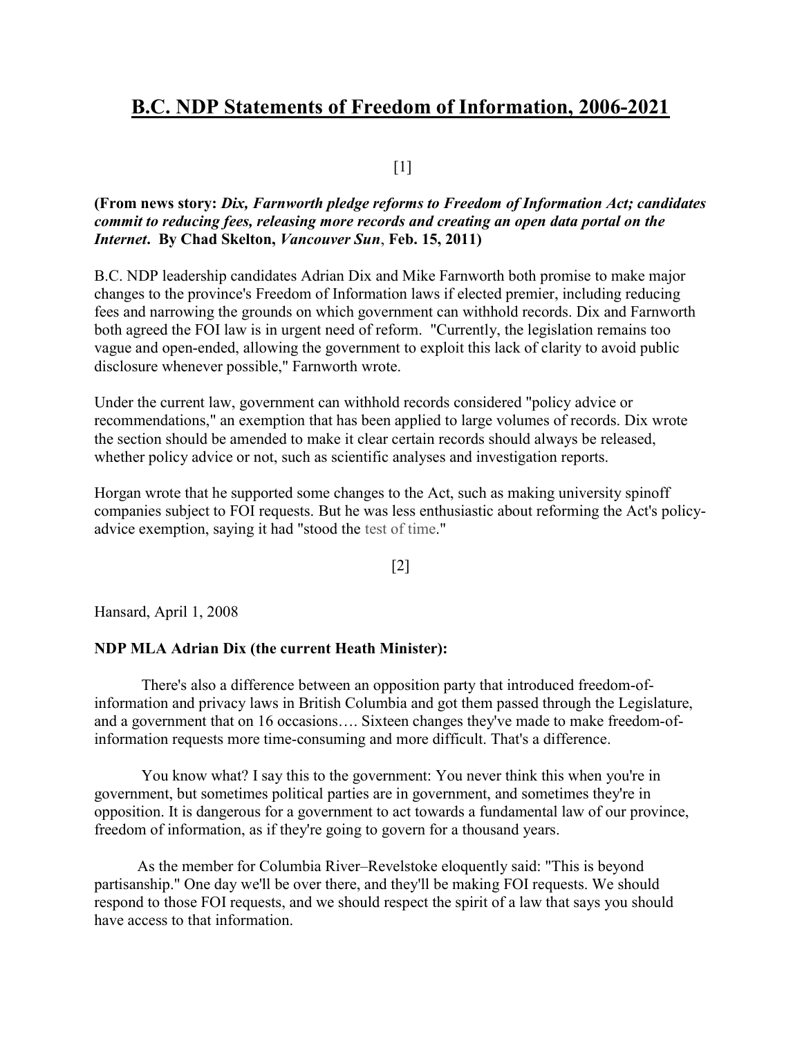# B.C. NDP Statements of Freedom of Information, 2006-2021

[1]

**(From news story:** ***Dix, Farnworth pledge reforms to Freedom of Information Act; candidates commit to reducing fees, releasing more records and creating an open data portal on the Internet*****. By Chad Skelton,** ***Vancouver Sun*****, Feb. 15, 2011)**

B.C. NDP leadership candidates Adrian Dix and Mike Farnworth both promise to make major changes to the province's Freedom of Information laws if elected premier, including reducing fees and narrowing the grounds on which government can withhold records. Dix and Farnworth both agreed the FOI law is in urgent need of reform. "Currently, the legislation remains too vague and open-ended, allowing the government to exploit this lack of clarity to avoid public disclosure whenever possible," Farnworth wrote.

Under the current law, government can withhold records considered "policy advice or recommendations," an exemption that has been applied to large volumes of records. Dix wrote the section should be amended to make it clear certain records should always be released, whether policy advice or not, such as scientific analyses and investigation reports.

Horgan wrote that he supported some changes to the Act, such as making university spinoff companies subject to FOI requests. But he was less enthusiastic about reforming the Act's policy-advice exemption, saying it had "stood the test of time."

[2]

Hansard, April 1, 2008

**NDP MLA Adrian Dix (the current Heath Minister):**

There's also a difference between an opposition party that introduced freedom-of-information and privacy laws in British Columbia and got them passed through the Legislature, and a government that on 16 occasions…. Sixteen changes they've made to make freedom-of-information requests more time-consuming and more difficult. That's a difference.

You know what? I say this to the government: You never think this when you're in government, but sometimes political parties are in government, and sometimes they're in opposition. It is dangerous for a government to act towards a fundamental law of our province, freedom of information, as if they're going to govern for a thousand years.

As the member for Columbia River–Revelstoke eloquently said: "This is beyond partisanship." One day we'll be over there, and they'll be making FOI requests. We should respond to those FOI requests, and we should respect the spirit of a law that says you should have access to that information.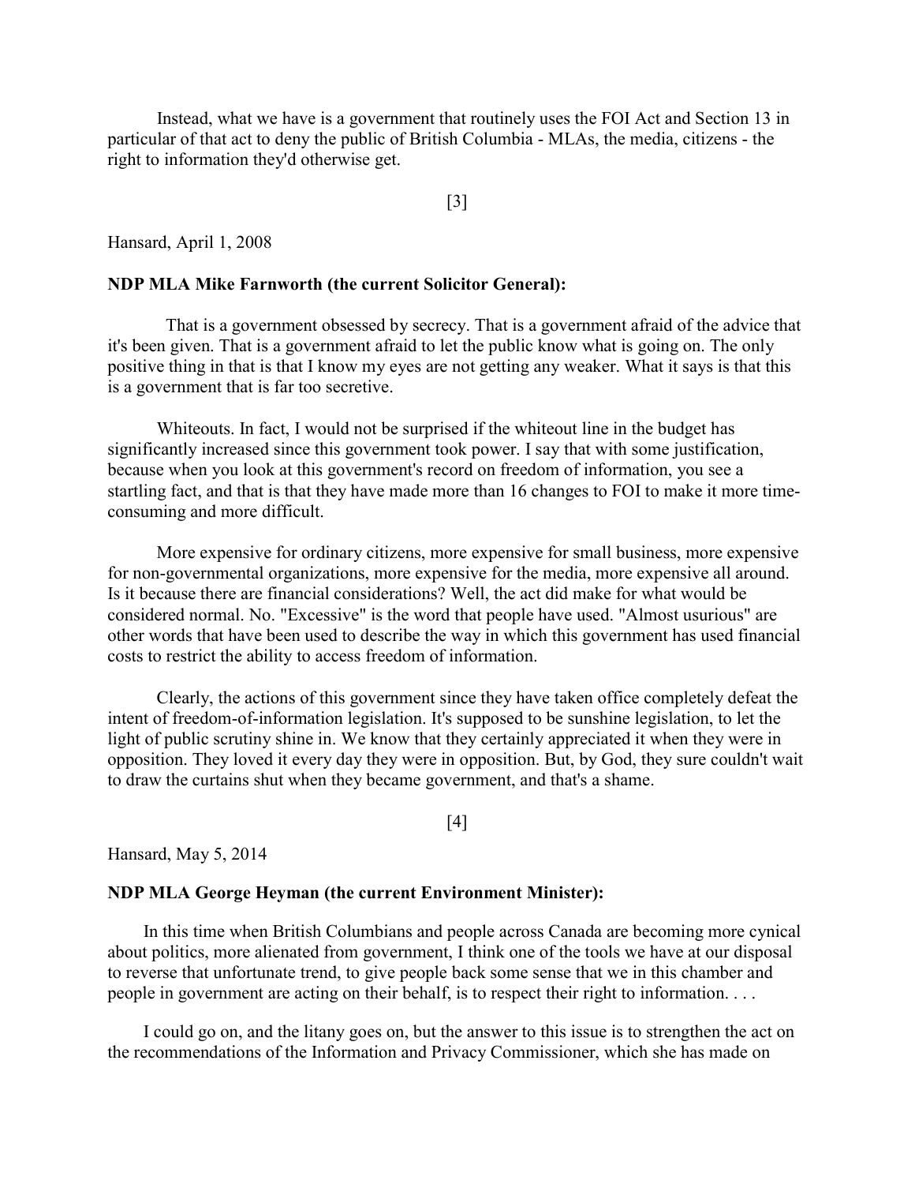Instead, what we have is a government that routinely uses the FOI Act and Section 13 in particular of that act to deny the public of British Columbia - MLAs, the media, citizens - the right to information they'd otherwise get.

[3]

Hansard, April 1, 2008

**NDP MLA Mike Farnworth (the current Solicitor General):**

That is a government obsessed by secrecy. That is a government afraid of the advice that it's been given. That is a government afraid to let the public know what is going on. The only positive thing in that is that I know my eyes are not getting any weaker. What it says is that this is a government that is far too secretive.

Whiteouts. In fact, I would not be surprised if the whiteout line in the budget has significantly increased since this government took power. I say that with some justification, because when you look at this government's record on freedom of information, you see a startling fact, and that is that they have made more than 16 changes to FOI to make it more time-consuming and more difficult.

More expensive for ordinary citizens, more expensive for small business, more expensive for non-governmental organizations, more expensive for the media, more expensive all around. Is it because there are financial considerations? Well, the act did make for what would be considered normal. No. "Excessive" is the word that people have used. "Almost usurious" are other words that have been used to describe the way in which this government has used financial costs to restrict the ability to access freedom of information.

Clearly, the actions of this government since they have taken office completely defeat the intent of freedom-of-information legislation. It's supposed to be sunshine legislation, to let the light of public scrutiny shine in. We know that they certainly appreciated it when they were in opposition. They loved it every day they were in opposition. But, by God, they sure couldn't wait to draw the curtains shut when they became government, and that's a shame.

[4]

Hansard, May 5, 2014

**NDP MLA George Heyman (the current Environment Minister):**

In this time when British Columbians and people across Canada are becoming more cynical about politics, more alienated from government, I think one of the tools we have at our disposal to reverse that unfortunate trend, to give people back some sense that we in this chamber and people in government are acting on their behalf, is to respect their right to information. . . .

I could go on, and the litany goes on, but the answer to this issue is to strengthen the act on the recommendations of the Information and Privacy Commissioner, which she has made on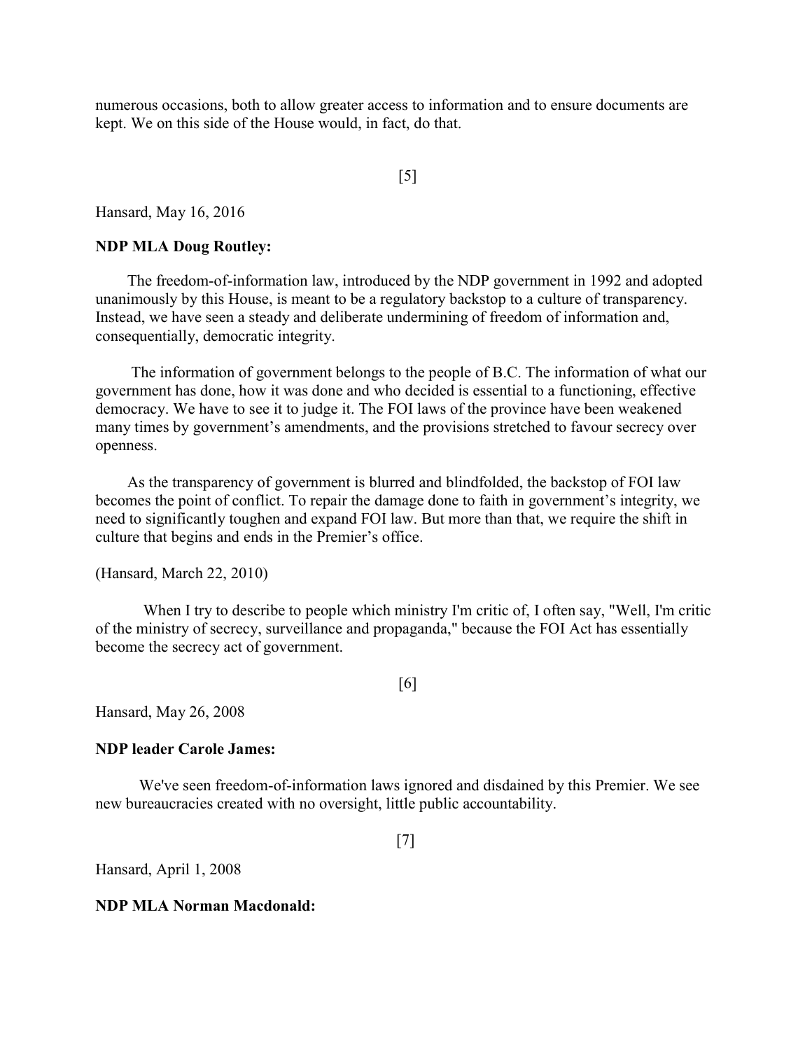numerous occasions, both to allow greater access to information and to ensure documents are kept. We on this side of the House would, in fact, do that.

[5]

Hansard, May 16, 2016

**NDP MLA Doug Routley:**

The freedom-of-information law, introduced by the NDP government in 1992 and adopted unanimously by this House, is meant to be a regulatory backstop to a culture of transparency. Instead, we have seen a steady and deliberate undermining of freedom of information and, consequentially, democratic integrity.

The information of government belongs to the people of B.C. The information of what our government has done, how it was done and who decided is essential to a functioning, effective democracy. We have to see it to judge it. The FOI laws of the province have been weakened many times by government's amendments, and the provisions stretched to favour secrecy over openness.

As the transparency of government is blurred and blindfolded, the backstop of FOI law becomes the point of conflict. To repair the damage done to faith in government's integrity, we need to significantly toughen and expand FOI law. But more than that, we require the shift in culture that begins and ends in the Premier's office.

(Hansard, March 22, 2010)

When I try to describe to people which ministry I'm critic of, I often say, "Well, I'm critic of the ministry of secrecy, surveillance and propaganda," because the FOI Act has essentially become the secrecy act of government.

[6]

Hansard, May 26, 2008

**NDP leader Carole James:**

We've seen freedom-of-information laws ignored and disdained by this Premier. We see new bureaucracies created with no oversight, little public accountability.

[7]

Hansard, April 1, 2008

**NDP MLA Norman Macdonald:**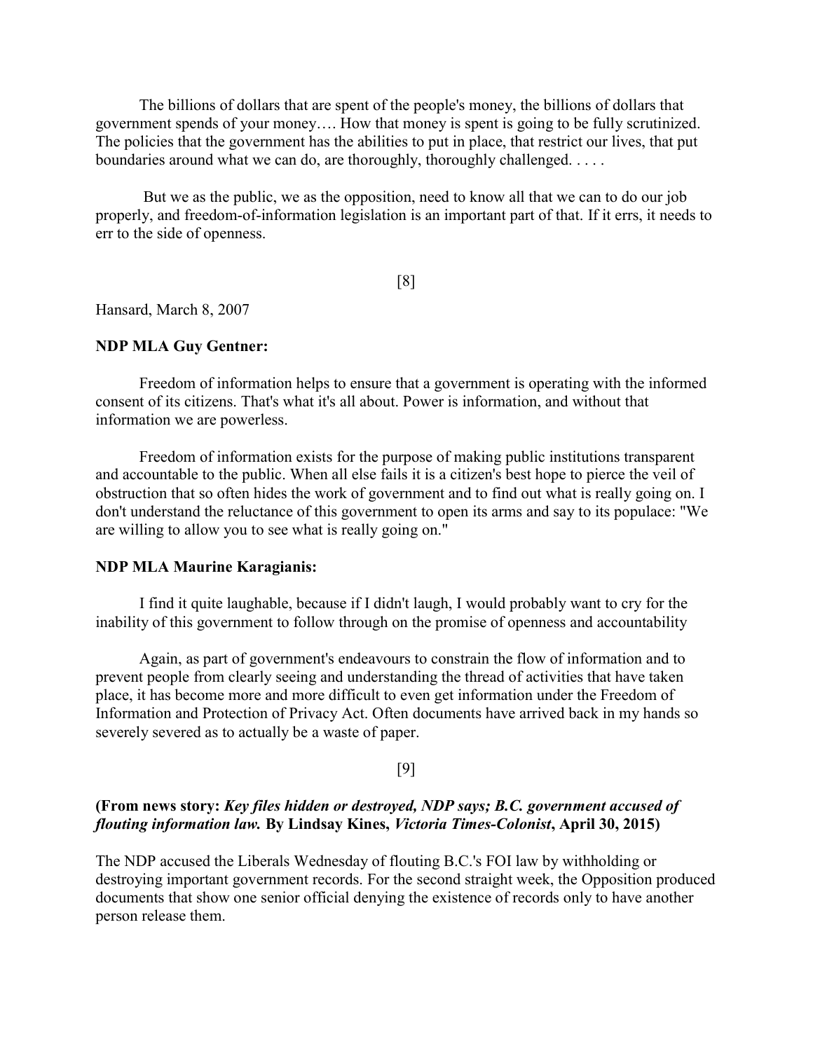The billions of dollars that are spent of the people's money, the billions of dollars that government spends of your money…. How that money is spent is going to be fully scrutinized. The policies that the government has the abilities to put in place, that restrict our lives, that put boundaries around what we can do, are thoroughly, thoroughly challenged. . . . .

But we as the public, we as the opposition, need to know all that we can to do our job properly, and freedom-of-information legislation is an important part of that. If it errs, it needs to err to the side of openness.

[8]

Hansard, March 8, 2007

**NDP MLA Guy Gentner:**

Freedom of information helps to ensure that a government is operating with the informed consent of its citizens. That's what it's all about. Power is information, and without that information we are powerless.

Freedom of information exists for the purpose of making public institutions transparent and accountable to the public. When all else fails it is a citizen's best hope to pierce the veil of obstruction that so often hides the work of government and to find out what is really going on. I don't understand the reluctance of this government to open its arms and say to its populace: "We are willing to allow you to see what is really going on."

**NDP MLA Maurine Karagianis:**

I find it quite laughable, because if I didn't laugh, I would probably want to cry for the inability of this government to follow through on the promise of openness and accountability

Again, as part of government's endeavours to constrain the flow of information and to prevent people from clearly seeing and understanding the thread of activities that have taken place, it has become more and more difficult to even get information under the Freedom of Information and Protection of Privacy Act. Often documents have arrived back in my hands so severely severed as to actually be a waste of paper.

[9]

**(From news story: *Key files hidden or destroyed, NDP says; B.C. government accused of flouting information law.* By Lindsay Kines, *Victoria Times-Colonist*, April 30, 2015)**

The NDP accused the Liberals Wednesday of flouting B.C.'s FOI law by withholding or destroying important government records. For the second straight week, the Opposition produced documents that show one senior official denying the existence of records only to have another person release them.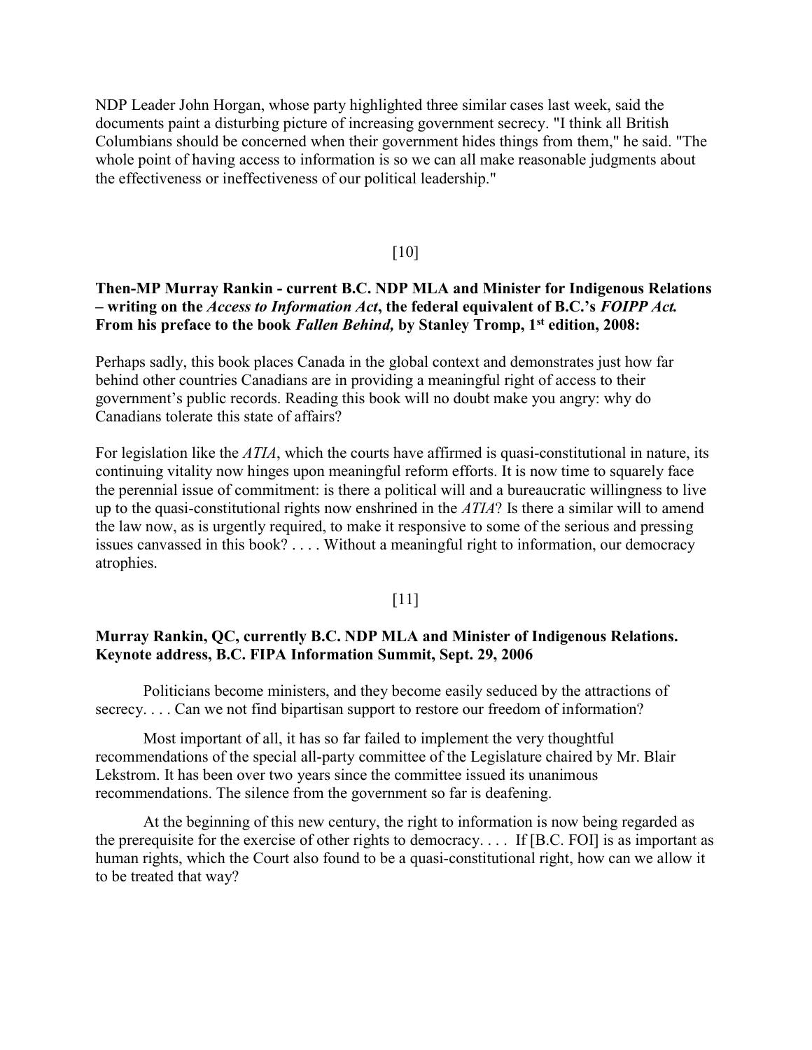NDP Leader John Horgan, whose party highlighted three similar cases last week, said the documents paint a disturbing picture of increasing government secrecy. "I think all British Columbians should be concerned when their government hides things from them," he said. "The whole point of having access to information is so we can all make reasonable judgments about the effectiveness or ineffectiveness of our political leadership."

[10]

**Then-MP Murray Rankin - current B.C. NDP MLA and Minister for Indigenous Relations – writing on the *Access to Information Act*, the federal equivalent of B.C.'s *FOIPP Act.* From his preface to the book *Fallen Behind,* by Stanley Tromp, 1st edition, 2008:**

Perhaps sadly, this book places Canada in the global context and demonstrates just how far behind other countries Canadians are in providing a meaningful right of access to their government's public records. Reading this book will no doubt make you angry: why do Canadians tolerate this state of affairs?

For legislation like the *ATIA*, which the courts have affirmed is quasi-constitutional in nature, its continuing vitality now hinges upon meaningful reform efforts. It is now time to squarely face the perennial issue of commitment: is there a political will and a bureaucratic willingness to live up to the quasi-constitutional rights now enshrined in the *ATIA*? Is there a similar will to amend the law now, as is urgently required, to make it responsive to some of the serious and pressing issues canvassed in this book? . . . . Without a meaningful right to information, our democracy atrophies.

[11]

**Murray Rankin, QC, currently B.C. NDP MLA and Minister of Indigenous Relations. Keynote address, B.C. FIPA Information Summit, Sept. 29, 2006**

Politicians become ministers, and they become easily seduced by the attractions of secrecy. . . . Can we not find bipartisan support to restore our freedom of information?

Most important of all, it has so far failed to implement the very thoughtful recommendations of the special all-party committee of the Legislature chaired by Mr. Blair Lekstrom. It has been over two years since the committee issued its unanimous recommendations. The silence from the government so far is deafening.

At the beginning of this new century, the right to information is now being regarded as the prerequisite for the exercise of other rights to democracy. . . . If [B.C. FOI] is as important as human rights, which the Court also found to be a quasi-constitutional right, how can we allow it to be treated that way?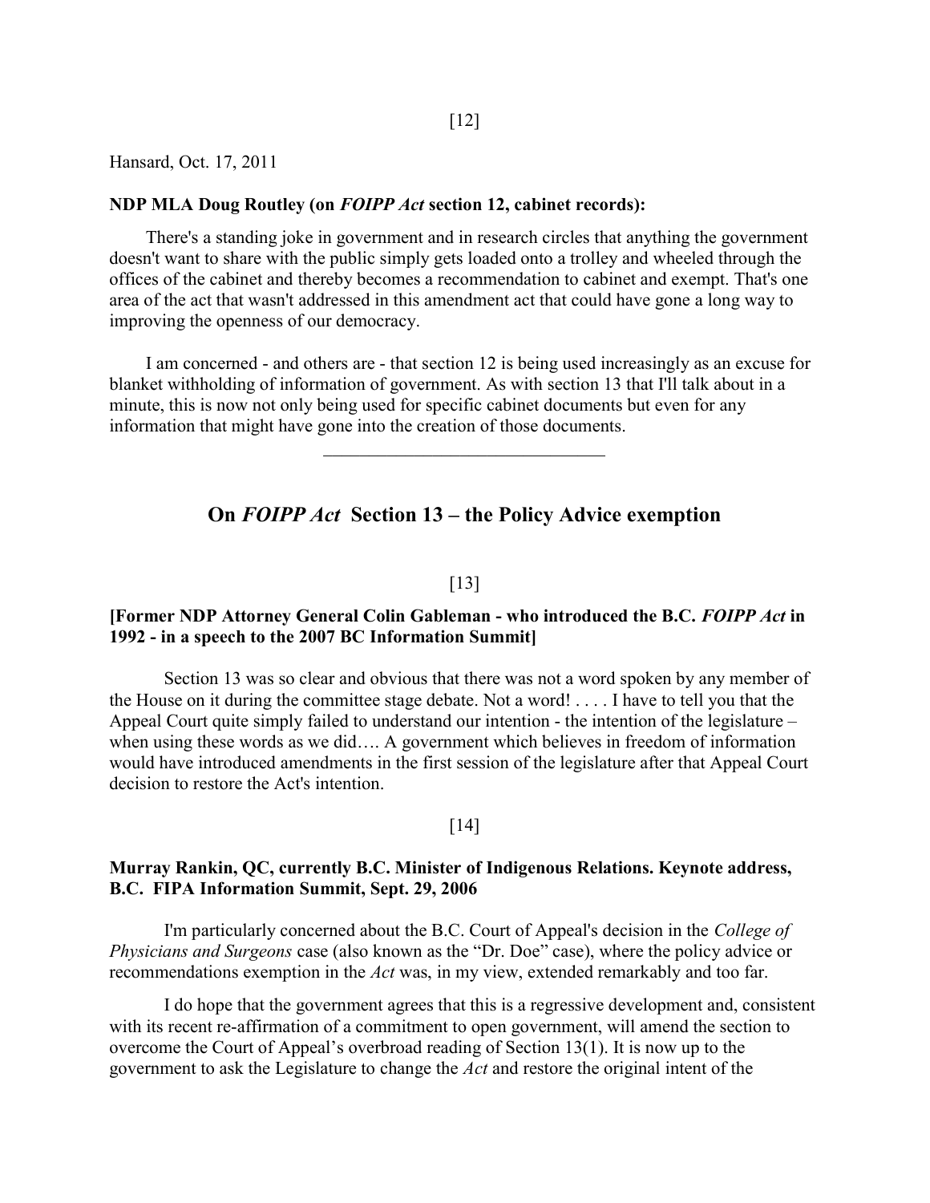[12]

Hansard, Oct. 17, 2011

**NDP MLA Doug Routley (on *FOIPP Act* section 12, cabinet records):**

There's a standing joke in government and in research circles that anything the government doesn't want to share with the public simply gets loaded onto a trolley and wheeled through the offices of the cabinet and thereby becomes a recommendation to cabinet and exempt. That's one area of the act that wasn't addressed in this amendment act that could have gone a long way to improving the openness of our democracy.

I am concerned - and others are - that section 12 is being used increasingly as an excuse for blanket withholding of information of government. As with section 13 that I'll talk about in a minute, this is now not only being used for specific cabinet documents but even for any information that might have gone into the creation of those documents.

---

## On *FOIPP Act* Section 13 – the Policy Advice exemption

[13]

**[Former NDP Attorney General Colin Gableman - who introduced the B.C. *FOIPP Act* in 1992 - in a speech to the 2007 BC Information Summit]**

Section 13 was so clear and obvious that there was not a word spoken by any member of the House on it during the committee stage debate. Not a word! . . . . I have to tell you that the Appeal Court quite simply failed to understand our intention - the intention of the legislature – when using these words as we did…. A government which believes in freedom of information would have introduced amendments in the first session of the legislature after that Appeal Court decision to restore the Act's intention.

[14]

**Murray Rankin, QC, currently B.C. Minister of Indigenous Relations. Keynote address, B.C. FIPA Information Summit, Sept. 29, 2006**

I'm particularly concerned about the B.C. Court of Appeal's decision in the *College of Physicians and Surgeons* case (also known as the "Dr. Doe" case), where the policy advice or recommendations exemption in the *Act* was, in my view, extended remarkably and too far.

I do hope that the government agrees that this is a regressive development and, consistent with its recent re-affirmation of a commitment to open government, will amend the section to overcome the Court of Appeal's overbroad reading of Section 13(1). It is now up to the government to ask the Legislature to change the *Act* and restore the original intent of the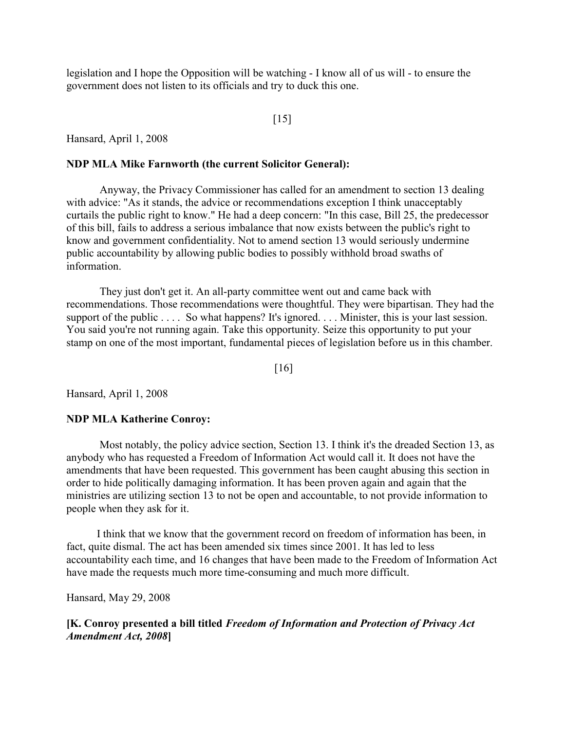legislation and I hope the Opposition will be watching - I know all of us will - to ensure the government does not listen to its officials and try to duck this one.

[15]

Hansard, April 1, 2008

**NDP MLA Mike Farnworth (the current Solicitor General):**

Anyway, the Privacy Commissioner has called for an amendment to section 13 dealing with advice: "As it stands, the advice or recommendations exception I think unacceptably curtails the public right to know." He had a deep concern: "In this case, Bill 25, the predecessor of this bill, fails to address a serious imbalance that now exists between the public's right to know and government confidentiality. Not to amend section 13 would seriously undermine public accountability by allowing public bodies to possibly withhold broad swaths of information.

They just don't get it. An all-party committee went out and came back with recommendations. Those recommendations were thoughtful. They were bipartisan. They had the support of the public . . . . So what happens? It's ignored. . . . Minister, this is your last session. You said you're not running again. Take this opportunity. Seize this opportunity to put your stamp on one of the most important, fundamental pieces of legislation before us in this chamber.

[16]

Hansard, April 1, 2008

**NDP MLA Katherine Conroy:**

Most notably, the policy advice section, Section 13. I think it's the dreaded Section 13, as anybody who has requested a Freedom of Information Act would call it. It does not have the amendments that have been requested. This government has been caught abusing this section in order to hide politically damaging information. It has been proven again and again that the ministries are utilizing section 13 to not be open and accountable, to not provide information to people when they ask for it.

I think that we know that the government record on freedom of information has been, in fact, quite dismal. The act has been amended six times since 2001. It has led to less accountability each time, and 16 changes that have been made to the Freedom of Information Act have made the requests much more time-consuming and much more difficult.

Hansard, May 29, 2008

**[K. Conroy presented a bill titled *Freedom of Information and Protection of Privacy Act Amendment Act, 2008*]**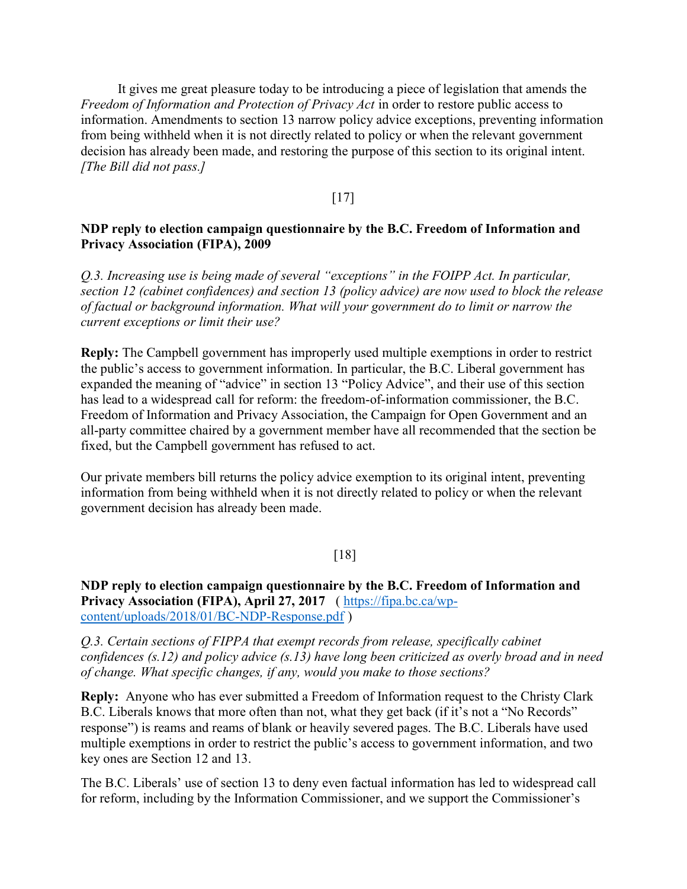It gives me great pleasure today to be introducing a piece of legislation that amends the *Freedom of Information and Protection of Privacy Act* in order to restore public access to information. Amendments to section 13 narrow policy advice exceptions, preventing information from being withheld when it is not directly related to policy or when the relevant government decision has already been made, and restoring the purpose of this section to its original intent. *[The Bill did not pass.]*

[17]

**NDP reply to election campaign questionnaire by the B.C. Freedom of Information and Privacy Association (FIPA), 2009**

*Q.3. Increasing use is being made of several "exceptions" in the FOIPP Act. In particular, section 12 (cabinet confidences) and section 13 (policy advice) are now used to block the release of factual or background information. What will your government do to limit or narrow the current exceptions or limit their use?*

**Reply:** The Campbell government has improperly used multiple exemptions in order to restrict the public's access to government information. In particular, the B.C. Liberal government has expanded the meaning of "advice" in section 13 "Policy Advice", and their use of this section has lead to a widespread call for reform: the freedom-of-information commissioner, the B.C. Freedom of Information and Privacy Association, the Campaign for Open Government and an all-party committee chaired by a government member have all recommended that the section be fixed, but the Campbell government has refused to act.

Our private members bill returns the policy advice exemption to its original intent, preventing information from being withheld when it is not directly related to policy or when the relevant government decision has already been made.

[18]

**NDP reply to election campaign questionnaire by the B.C. Freedom of Information and Privacy Association (FIPA), April 27, 2017** ( https://fipa.bc.ca/wp-content/uploads/2018/01/BC-NDP-Response.pdf )

*Q.3. Certain sections of FIPPA that exempt records from release, specifically cabinet confidences (s.12) and policy advice (s.13) have long been criticized as overly broad and in need of change. What specific changes, if any, would you make to those sections?*

**Reply:** Anyone who has ever submitted a Freedom of Information request to the Christy Clark B.C. Liberals knows that more often than not, what they get back (if it's not a "No Records" response") is reams and reams of blank or heavily severed pages. The B.C. Liberals have used multiple exemptions in order to restrict the public's access to government information, and two key ones are Section 12 and 13.

The B.C. Liberals' use of section 13 to deny even factual information has led to widespread call for reform, including by the Information Commissioner, and we support the Commissioner's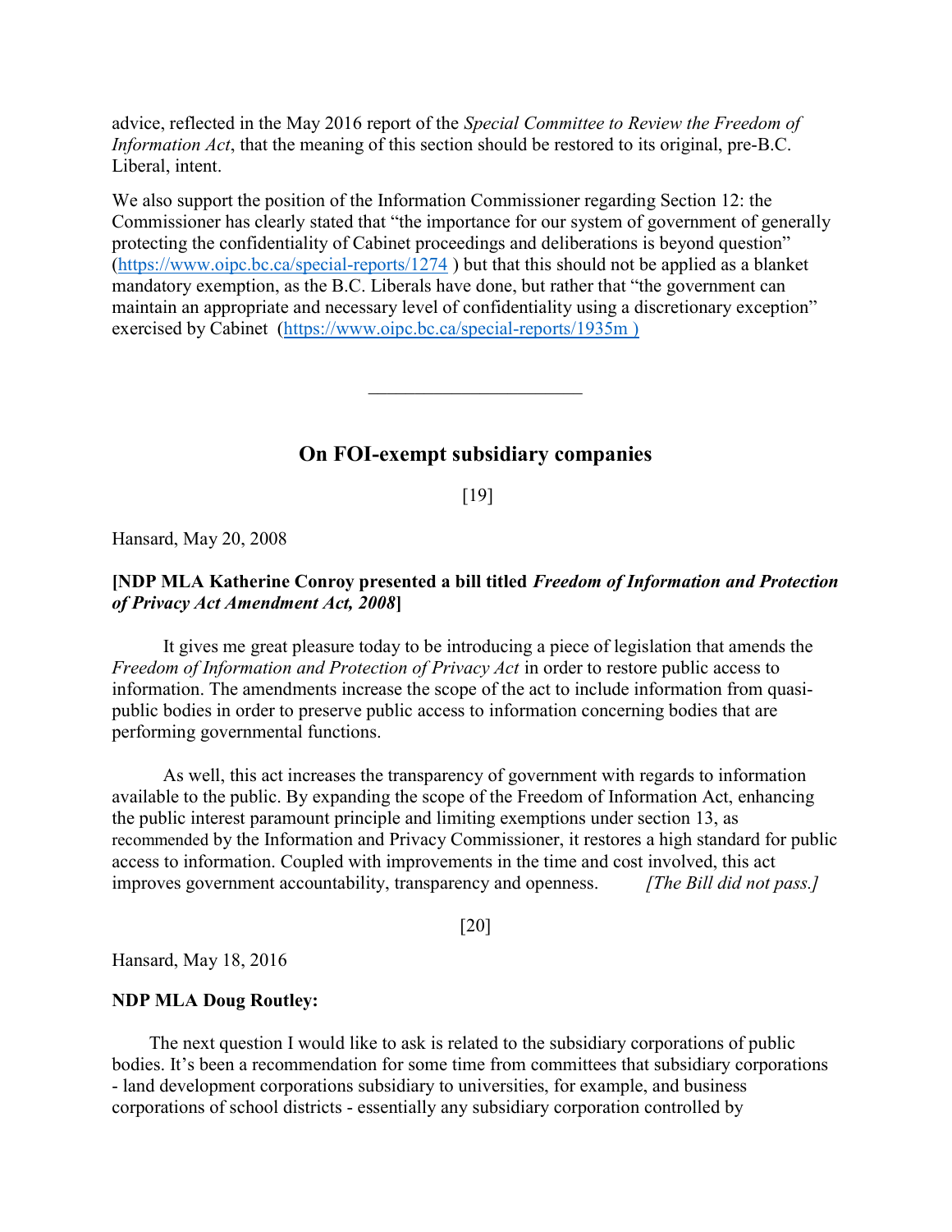advice, reflected in the May 2016 report of the *Special Committee to Review the Freedom of Information Act*, that the meaning of this section should be restored to its original, pre-B.C. Liberal, intent.

We also support the position of the Information Commissioner regarding Section 12: the Commissioner has clearly stated that "the importance for our system of government of generally protecting the confidentiality of Cabinet proceedings and deliberations is beyond question" (https://www.oipc.bc.ca/special-reports/1274 ) but that this should not be applied as a blanket mandatory exemption, as the B.C. Liberals have done, but rather that "the government can maintain an appropriate and necessary level of confidentiality using a discretionary exception" exercised by Cabinet (https://www.oipc.bc.ca/special-reports/1935m )

---

## On FOI-exempt subsidiary companies

[19]

Hansard, May 20, 2008

**[NDP MLA Katherine Conroy presented a bill titled *Freedom of Information and Protection of Privacy Act Amendment Act, 2008*]**

It gives me great pleasure today to be introducing a piece of legislation that amends the *Freedom of Information and Protection of Privacy Act* in order to restore public access to information. The amendments increase the scope of the act to include information from quasi-public bodies in order to preserve public access to information concerning bodies that are performing governmental functions.

As well, this act increases the transparency of government with regards to information available to the public. By expanding the scope of the Freedom of Information Act, enhancing the public interest paramount principle and limiting exemptions under section 13, as recommended by the Information and Privacy Commissioner, it restores a high standard for public access to information. Coupled with improvements in the time and cost involved, this act improves government accountability, transparency and openness. *[The Bill did not pass.]*

[20]

Hansard, May 18, 2016

**NDP MLA Doug Routley:**

The next question I would like to ask is related to the subsidiary corporations of public bodies. It's been a recommendation for some time from committees that subsidiary corporations - land development corporations subsidiary to universities, for example, and business corporations of school districts - essentially any subsidiary corporation controlled by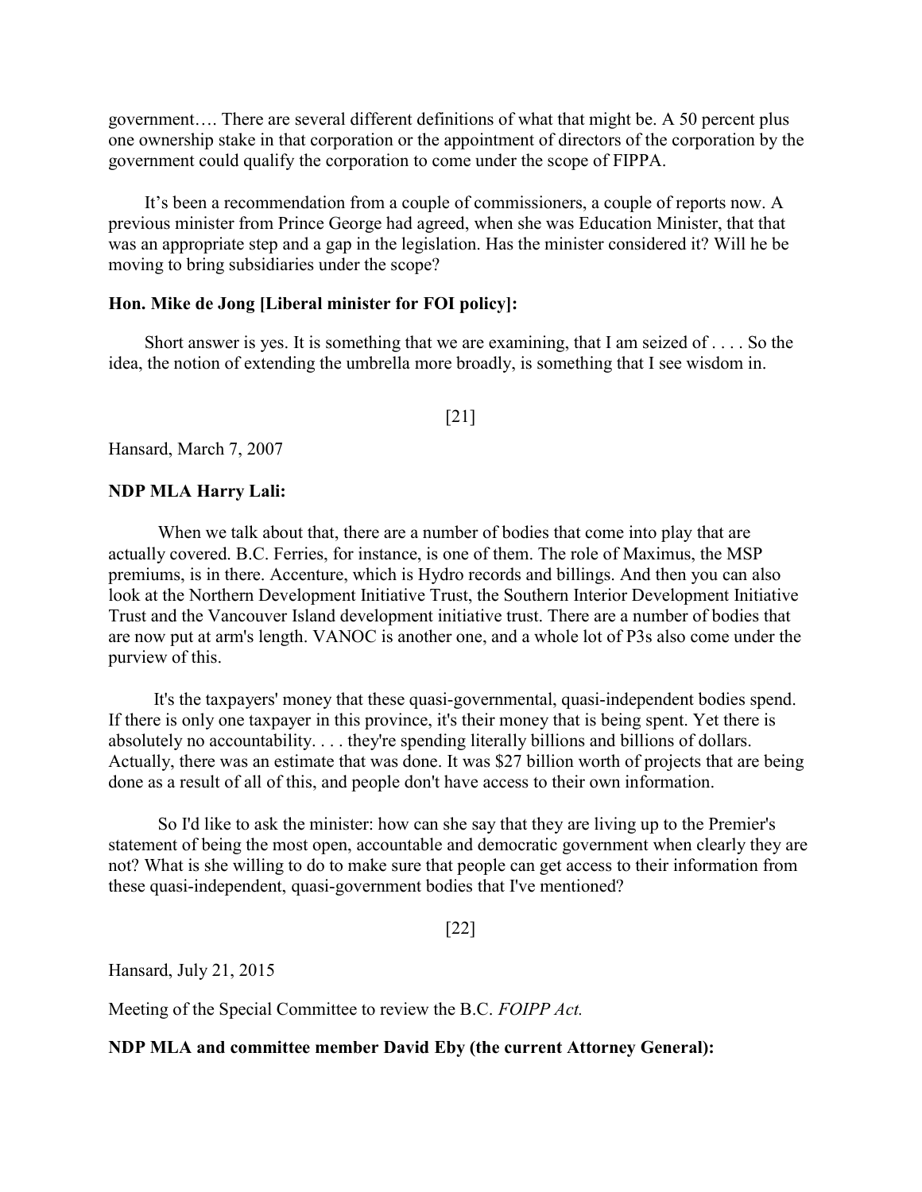government…. There are several different definitions of what that might be. A 50 percent plus one ownership stake in that corporation or the appointment of directors of the corporation by the government could qualify the corporation to come under the scope of FIPPA.

It's been a recommendation from a couple of commissioners, a couple of reports now. A previous minister from Prince George had agreed, when she was Education Minister, that that was an appropriate step and a gap in the legislation. Has the minister considered it? Will he be moving to bring subsidiaries under the scope?

**Hon. Mike de Jong [Liberal minister for FOI policy]:**

Short answer is yes. It is something that we are examining, that I am seized of . . . . So the idea, the notion of extending the umbrella more broadly, is something that I see wisdom in.

[21]

Hansard, March 7, 2007

**NDP MLA Harry Lali:**

When we talk about that, there are a number of bodies that come into play that are actually covered. B.C. Ferries, for instance, is one of them. The role of Maximus, the MSP premiums, is in there. Accenture, which is Hydro records and billings. And then you can also look at the Northern Development Initiative Trust, the Southern Interior Development Initiative Trust and the Vancouver Island development initiative trust. There are a number of bodies that are now put at arm's length. VANOC is another one, and a whole lot of P3s also come under the purview of this.

It's the taxpayers' money that these quasi-governmental, quasi-independent bodies spend. If there is only one taxpayer in this province, it's their money that is being spent. Yet there is absolutely no accountability. . . . they're spending literally billions and billions of dollars. Actually, there was an estimate that was done. It was $27 billion worth of projects that are being done as a result of all of this, and people don't have access to their own information.

So I'd like to ask the minister: how can she say that they are living up to the Premier's statement of being the most open, accountable and democratic government when clearly they are not? What is she willing to do to make sure that people can get access to their information from these quasi-independent, quasi-government bodies that I've mentioned?

[22]

Hansard, July 21, 2015

Meeting of the Special Committee to review the B.C. *FOIPP Act.*

**NDP MLA and committee member David Eby (the current Attorney General):**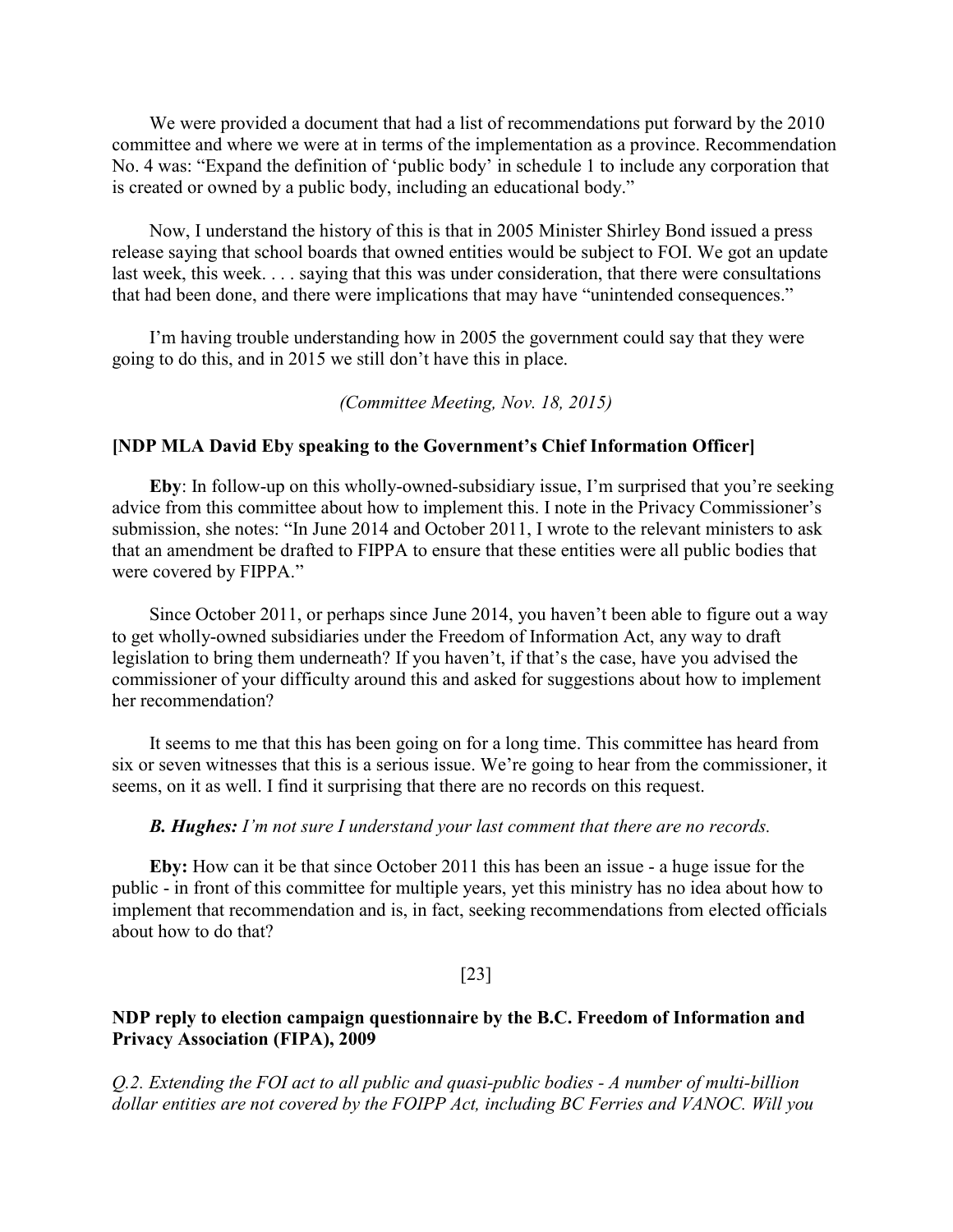We were provided a document that had a list of recommendations put forward by the 2010 committee and where we were at in terms of the implementation as a province. Recommendation No. 4 was: "Expand the definition of 'public body' in schedule 1 to include any corporation that is created or owned by a public body, including an educational body."

Now, I understand the history of this is that in 2005 Minister Shirley Bond issued a press release saying that school boards that owned entities would be subject to FOI. We got an update last week, this week. . . . saying that this was under consideration, that there were consultations that had been done, and there were implications that may have "unintended consequences."

I'm having trouble understanding how in 2005 the government could say that they were going to do this, and in 2015 we still don't have this in place.

*(Committee Meeting, Nov. 18, 2015)*

**[NDP MLA David Eby speaking to the Government's Chief Information Officer]**

**Eby**: In follow-up on this wholly-owned-subsidiary issue, I'm surprised that you're seeking advice from this committee about how to implement this. I note in the Privacy Commissioner's submission, she notes: "In June 2014 and October 2011, I wrote to the relevant ministers to ask that an amendment be drafted to FIPPA to ensure that these entities were all public bodies that were covered by FIPPA."

Since October 2011, or perhaps since June 2014, you haven't been able to figure out a way to get wholly-owned subsidiaries under the Freedom of Information Act, any way to draft legislation to bring them underneath? If you haven't, if that's the case, have you advised the commissioner of your difficulty around this and asked for suggestions about how to implement her recommendation?

It seems to me that this has been going on for a long time. This committee has heard from six or seven witnesses that this is a serious issue. We're going to hear from the commissioner, it seems, on it as well. I find it surprising that there are no records on this request.

***B. Hughes:*** *I'm not sure I understand your last comment that there are no records.*

**Eby:** How can it be that since October 2011 this has been an issue - a huge issue for the public - in front of this committee for multiple years, yet this ministry has no idea about how to implement that recommendation and is, in fact, seeking recommendations from elected officials about how to do that?

[23]

**NDP reply to election campaign questionnaire by the B.C. Freedom of Information and Privacy Association (FIPA), 2009**

*Q.2. Extending the FOI act to all public and quasi-public bodies - A number of multi-billion dollar entities are not covered by the FOIPP Act, including BC Ferries and VANOC. Will you*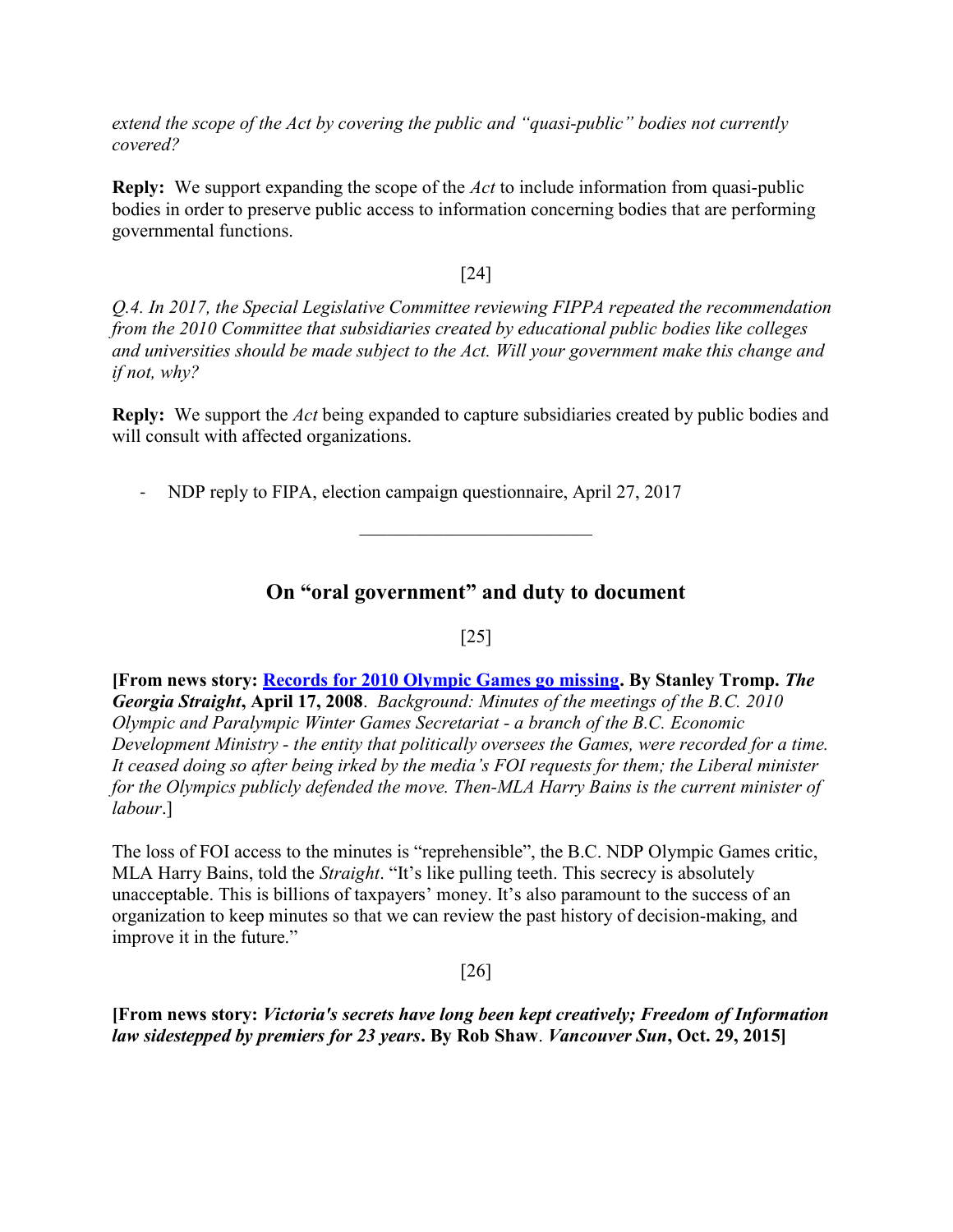*extend the scope of the Act by covering the public and "quasi-public" bodies not currently covered?*

**Reply:** We support expanding the scope of the *Act* to include information from quasi-public bodies in order to preserve public access to information concerning bodies that are performing governmental functions.

[24]

*Q.4. In 2017, the Special Legislative Committee reviewing FIPPA repeated the recommendation from the 2010 Committee that subsidiaries created by educational public bodies like colleges and universities should be made subject to the Act. Will your government make this change and if not, why?*

**Reply:** We support the *Act* being expanded to capture subsidiaries created by public bodies and will consult with affected organizations.

- NDP reply to FIPA, election campaign questionnaire, April 27, 2017

______________________

## On "oral government" and duty to document

[25]

**[From news story: Records for 2010 Olympic Games go missing. By Stanley Tromp. *The Georgia Straight*, April 17, 2008**. *Background: Minutes of the meetings of the B.C. 2010 Olympic and Paralympic Winter Games Secretariat - a branch of the B.C. Economic Development Ministry - the entity that politically oversees the Games, were recorded for a time. It ceased doing so after being irked by the media's FOI requests for them; the Liberal minister for the Olympics publicly defended the move. Then-MLA Harry Bains is the current minister of labour*.]

The loss of FOI access to the minutes is "reprehensible", the B.C. NDP Olympic Games critic, MLA Harry Bains, told the *Straight*. "It's like pulling teeth. This secrecy is absolutely unacceptable. This is billions of taxpayers' money. It's also paramount to the success of an organization to keep minutes so that we can review the past history of decision-making, and improve it in the future."

[26]

**[From news story: *Victoria's secrets have long been kept creatively; Freedom of Information law sidestepped by premiers for 23 years*. By Rob Shaw. *Vancouver Sun*, Oct. 29, 2015]**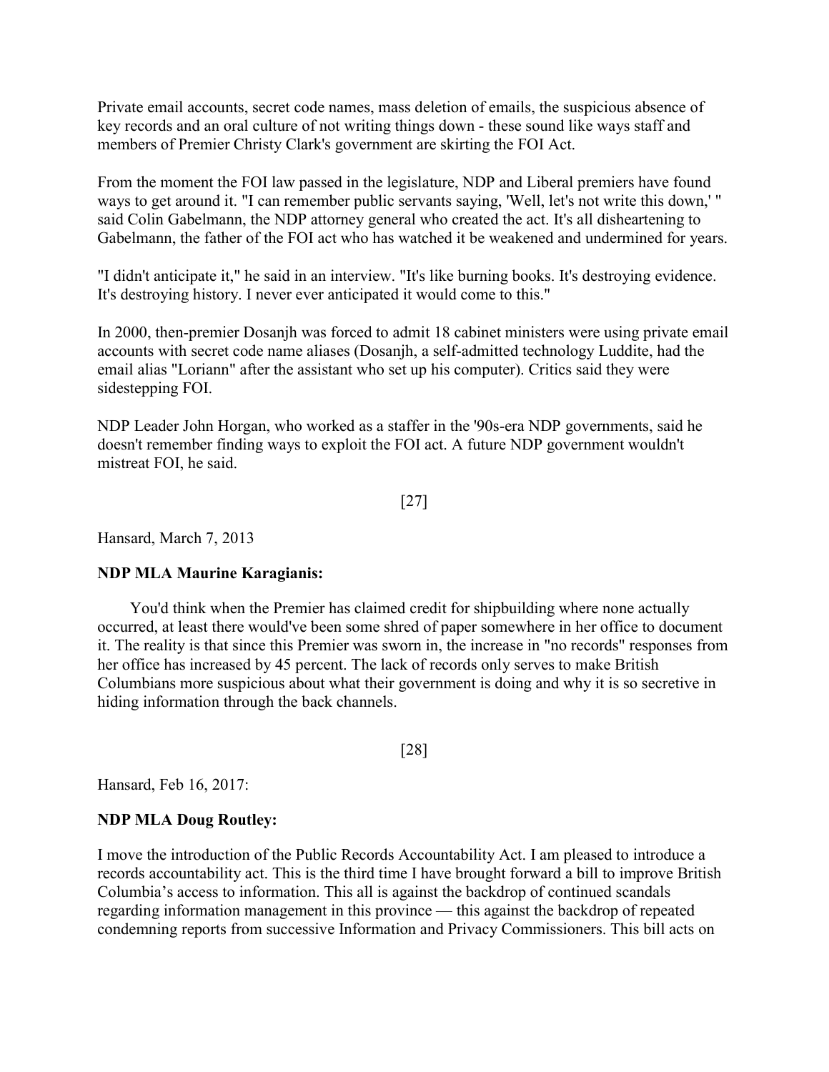Private email accounts, secret code names, mass deletion of emails, the suspicious absence of key records and an oral culture of not writing things down - these sound like ways staff and members of Premier Christy Clark's government are skirting the FOI Act.

From the moment the FOI law passed in the legislature, NDP and Liberal premiers have found ways to get around it. "I can remember public servants saying, 'Well, let's not write this down,' " said Colin Gabelmann, the NDP attorney general who created the act. It's all disheartening to Gabelmann, the father of the FOI act who has watched it be weakened and undermined for years.

"I didn't anticipate it," he said in an interview. "It's like burning books. It's destroying evidence. It's destroying history. I never ever anticipated it would come to this."

In 2000, then-premier Dosanjh was forced to admit 18 cabinet ministers were using private email accounts with secret code name aliases (Dosanjh, a self-admitted technology Luddite, had the email alias "Loriann" after the assistant who set up his computer). Critics said they were sidestepping FOI.

NDP Leader John Horgan, who worked as a staffer in the '90s-era NDP governments, said he doesn't remember finding ways to exploit the FOI act. A future NDP government wouldn't mistreat FOI, he said.

[27]

Hansard, March 7, 2013

**NDP MLA Maurine Karagianis:**

You'd think when the Premier has claimed credit for shipbuilding where none actually occurred, at least there would've been some shred of paper somewhere in her office to document it. The reality is that since this Premier was sworn in, the increase in "no records" responses from her office has increased by 45 percent. The lack of records only serves to make British Columbians more suspicious about what their government is doing and why it is so secretive in hiding information through the back channels.

[28]

Hansard, Feb 16, 2017:

**NDP MLA Doug Routley:**

I move the introduction of the Public Records Accountability Act. I am pleased to introduce a records accountability act. This is the third time I have brought forward a bill to improve British Columbia's access to information. This all is against the backdrop of continued scandals regarding information management in this province — this against the backdrop of repeated condemning reports from successive Information and Privacy Commissioners. This bill acts on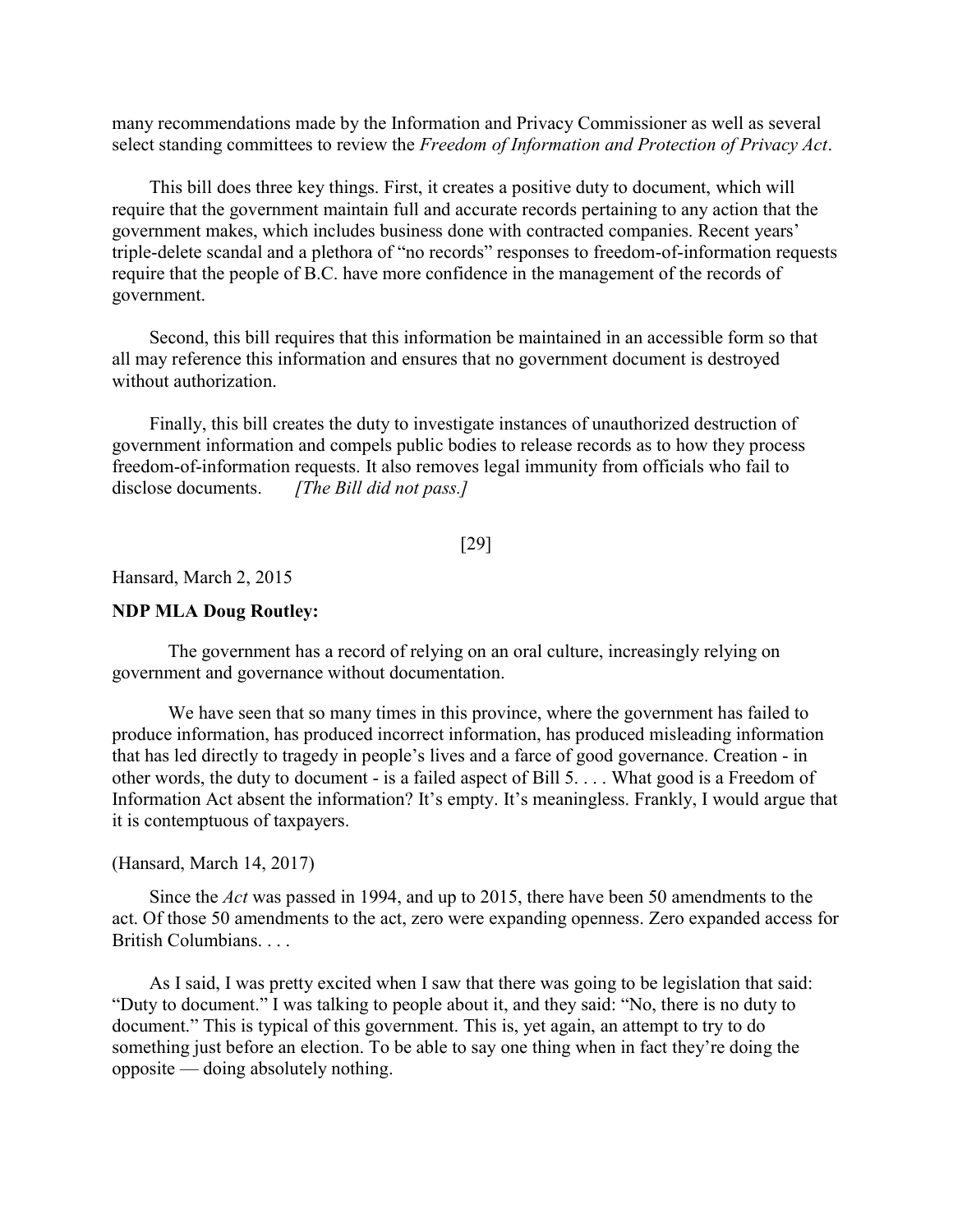many recommendations made by the Information and Privacy Commissioner as well as several select standing committees to review the *Freedom of Information and Protection of Privacy Act*.

This bill does three key things. First, it creates a positive duty to document, which will require that the government maintain full and accurate records pertaining to any action that the government makes, which includes business done with contracted companies. Recent years' triple-delete scandal and a plethora of "no records" responses to freedom-of-information requests require that the people of B.C. have more confidence in the management of the records of government.

Second, this bill requires that this information be maintained in an accessible form so that all may reference this information and ensures that no government document is destroyed without authorization.

Finally, this bill creates the duty to investigate instances of unauthorized destruction of government information and compels public bodies to release records as to how they process freedom-of-information requests. It also removes legal immunity from officials who fail to disclose documents. *[The Bill did not pass.]*

[29]

Hansard, March 2, 2015

**NDP MLA Doug Routley:**

The government has a record of relying on an oral culture, increasingly relying on government and governance without documentation.

We have seen that so many times in this province, where the government has failed to produce information, has produced incorrect information, has produced misleading information that has led directly to tragedy in people's lives and a farce of good governance. Creation - in other words, the duty to document - is a failed aspect of Bill 5. . . . What good is a Freedom of Information Act absent the information? It's empty. It's meaningless. Frankly, I would argue that it is contemptuous of taxpayers.

(Hansard, March 14, 2017)

Since the *Act* was passed in 1994, and up to 2015, there have been 50 amendments to the act. Of those 50 amendments to the act, zero were expanding openness. Zero expanded access for British Columbians. . . .

As I said, I was pretty excited when I saw that there was going to be legislation that said: "Duty to document." I was talking to people about it, and they said: "No, there is no duty to document." This is typical of this government. This is, yet again, an attempt to try to do something just before an election. To be able to say one thing when in fact they're doing the opposite — doing absolutely nothing.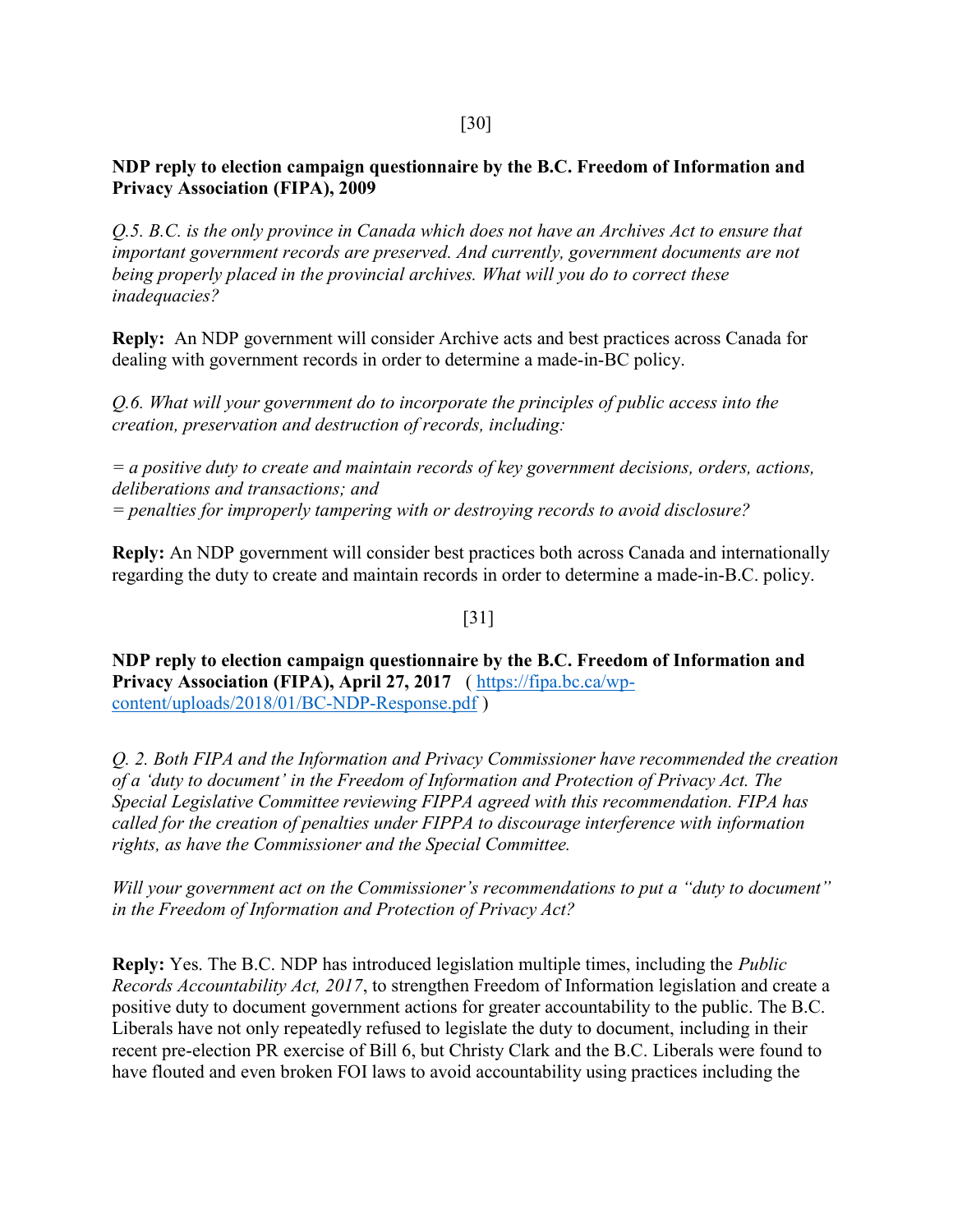[30]

**NDP reply to election campaign questionnaire by the B.C. Freedom of Information and Privacy Association (FIPA), 2009**

*Q.5. B.C. is the only province in Canada which does not have an Archives Act to ensure that important government records are preserved. And currently, government documents are not being properly placed in the provincial archives. What will you do to correct these inadequacies?*

**Reply:** An NDP government will consider Archive acts and best practices across Canada for dealing with government records in order to determine a made-in-BC policy.

*Q.6. What will your government do to incorporate the principles of public access into the creation, preservation and destruction of records, including:*

*= a positive duty to create and maintain records of key government decisions, orders, actions, deliberations and transactions; and*
*= penalties for improperly tampering with or destroying records to avoid disclosure?*

**Reply:** An NDP government will consider best practices both across Canada and internationally regarding the duty to create and maintain records in order to determine a made-in-B.C. policy.

[31]

**NDP reply to election campaign questionnaire by the B.C. Freedom of Information and Privacy Association (FIPA), April 27, 2017** ( https://fipa.bc.ca/wp-content/uploads/2018/01/BC-NDP-Response.pdf )

*Q. 2. Both FIPA and the Information and Privacy Commissioner have recommended the creation of a 'duty to document' in the Freedom of Information and Protection of Privacy Act. The Special Legislative Committee reviewing FIPPA agreed with this recommendation. FIPA has called for the creation of penalties under FIPPA to discourage interference with information rights, as have the Commissioner and the Special Committee.*

*Will your government act on the Commissioner's recommendations to put a "duty to document" in the Freedom of Information and Protection of Privacy Act?*

**Reply:** Yes. The B.C. NDP has introduced legislation multiple times, including the *Public Records Accountability Act, 2017*, to strengthen Freedom of Information legislation and create a positive duty to document government actions for greater accountability to the public. The B.C. Liberals have not only repeatedly refused to legislate the duty to document, including in their recent pre-election PR exercise of Bill 6, but Christy Clark and the B.C. Liberals were found to have flouted and even broken FOI laws to avoid accountability using practices including the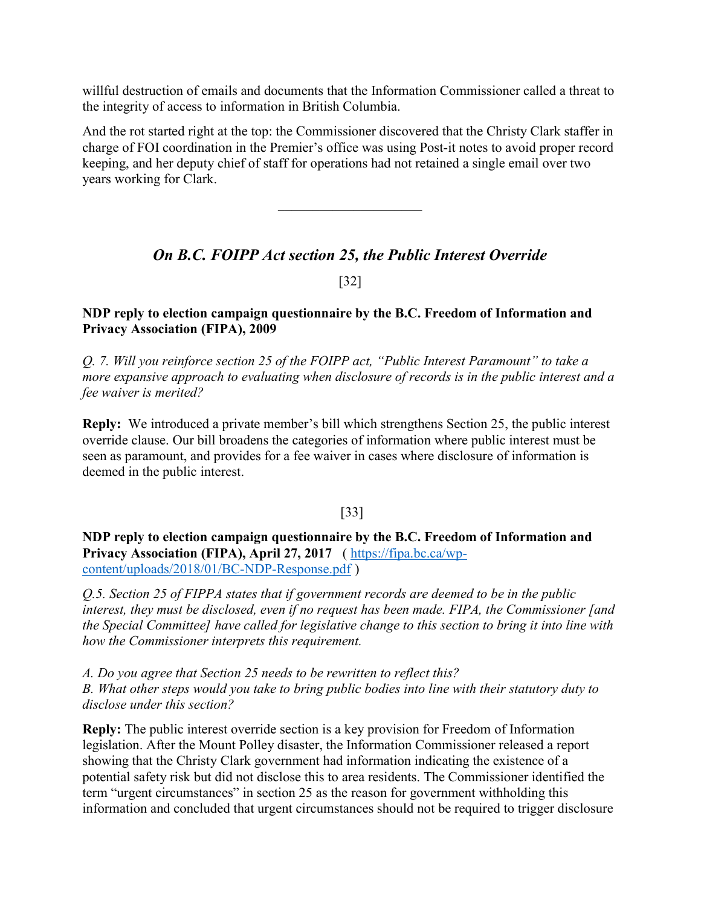willful destruction of emails and documents that the Information Commissioner called a threat to the integrity of access to information in British Columbia.

And the rot started right at the top: the Commissioner discovered that the Christy Clark staffer in charge of FOI coordination in the Premier's office was using Post-it notes to avoid proper record keeping, and her deputy chief of staff for operations had not retained a single email over two years working for Clark.

---

## *On B.C. FOIPP Act section 25, the Public Interest Override*

[32]

**NDP reply to election campaign questionnaire by the B.C. Freedom of Information and Privacy Association (FIPA), 2009**

*Q. 7. Will you reinforce section 25 of the FOIPP act, "Public Interest Paramount" to take a more expansive approach to evaluating when disclosure of records is in the public interest and a fee waiver is merited?*

**Reply:** We introduced a private member's bill which strengthens Section 25, the public interest override clause. Our bill broadens the categories of information where public interest must be seen as paramount, and provides for a fee waiver in cases where disclosure of information is deemed in the public interest.

[33]

**NDP reply to election campaign questionnaire by the B.C. Freedom of Information and Privacy Association (FIPA), April 27, 2017** ( https://fipa.bc.ca/wp-content/uploads/2018/01/BC-NDP-Response.pdf )

*Q.5. Section 25 of FIPPA states that if government records are deemed to be in the public interest, they must be disclosed, even if no request has been made. FIPA, the Commissioner [and the Special Committee] have called for legislative change to this section to bring it into line with how the Commissioner interprets this requirement.*

*A. Do you agree that Section 25 needs to be rewritten to reflect this?*
*B. What other steps would you take to bring public bodies into line with their statutory duty to disclose under this section?*

**Reply:** The public interest override section is a key provision for Freedom of Information legislation. After the Mount Polley disaster, the Information Commissioner released a report showing that the Christy Clark government had information indicating the existence of a potential safety risk but did not disclose this to area residents. The Commissioner identified the term "urgent circumstances" in section 25 as the reason for government withholding this information and concluded that urgent circumstances should not be required to trigger disclosure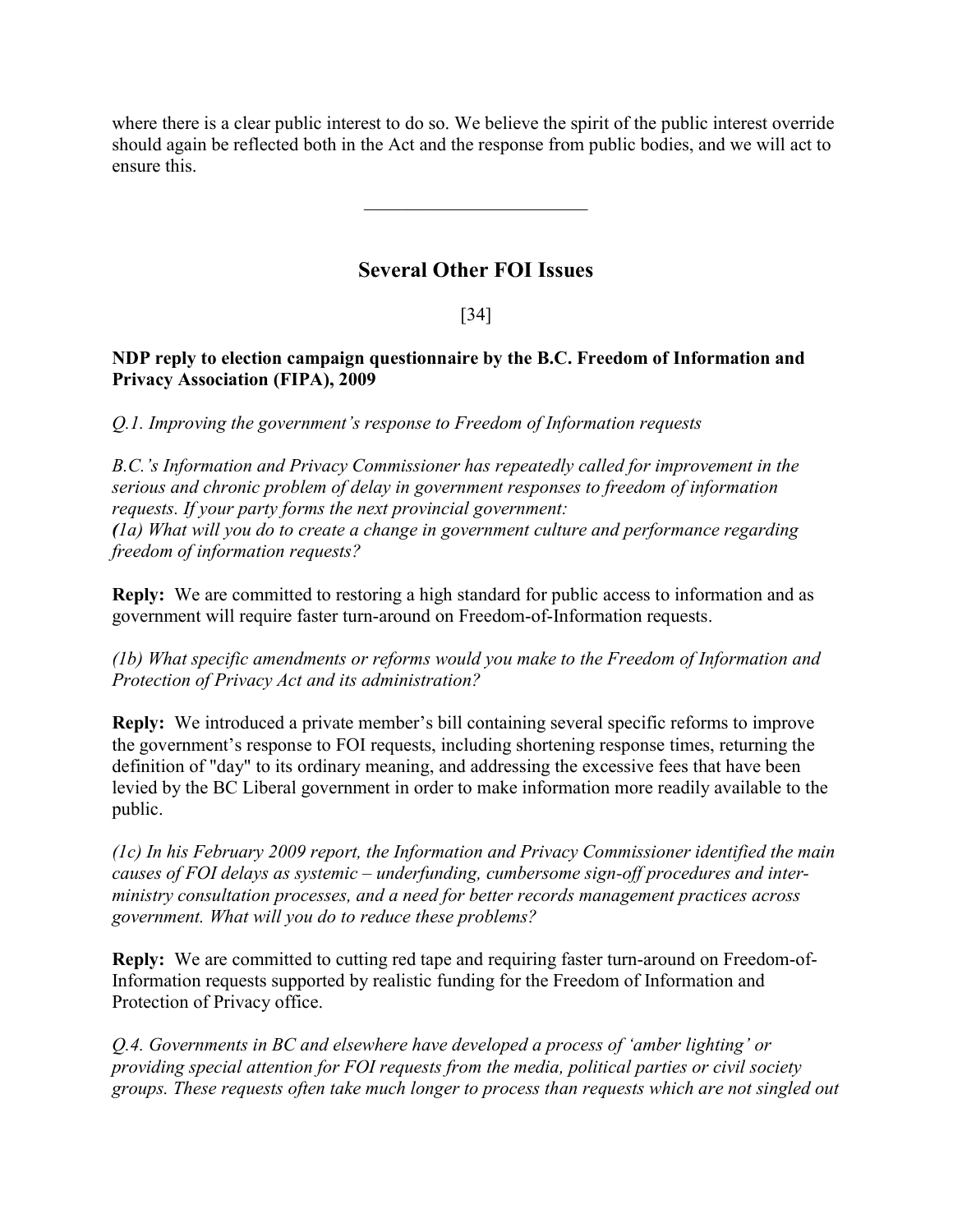where there is a clear public interest to do so. We believe the spirit of the public interest override should again be reflected both in the Act and the response from public bodies, and we will act to ensure this.

---

## Several Other FOI Issues

[34]

**NDP reply to election campaign questionnaire by the B.C. Freedom of Information and Privacy Association (FIPA), 2009**

*Q.1. Improving the government's response to Freedom of Information requests*

*B.C.'s Information and Privacy Commissioner has repeatedly called for improvement in the serious and chronic problem of delay in government responses to freedom of information requests. If your party forms the next provincial government:*
*(1a) What will you do to create a change in government culture and performance regarding freedom of information requests?*

**Reply:** We are committed to restoring a high standard for public access to information and as government will require faster turn-around on Freedom-of-Information requests.

*(1b) What specific amendments or reforms would you make to the Freedom of Information and Protection of Privacy Act and its administration?*

**Reply:** We introduced a private member's bill containing several specific reforms to improve the government's response to FOI requests, including shortening response times, returning the definition of "day" to its ordinary meaning, and addressing the excessive fees that have been levied by the BC Liberal government in order to make information more readily available to the public.

*(1c) In his February 2009 report, the Information and Privacy Commissioner identified the main causes of FOI delays as systemic – underfunding, cumbersome sign-off procedures and inter-ministry consultation processes, and a need for better records management practices across government. What will you do to reduce these problems?*

**Reply:** We are committed to cutting red tape and requiring faster turn-around on Freedom-of-Information requests supported by realistic funding for the Freedom of Information and Protection of Privacy office.

*Q.4. Governments in BC and elsewhere have developed a process of 'amber lighting' or providing special attention for FOI requests from the media, political parties or civil society groups. These requests often take much longer to process than requests which are not singled out*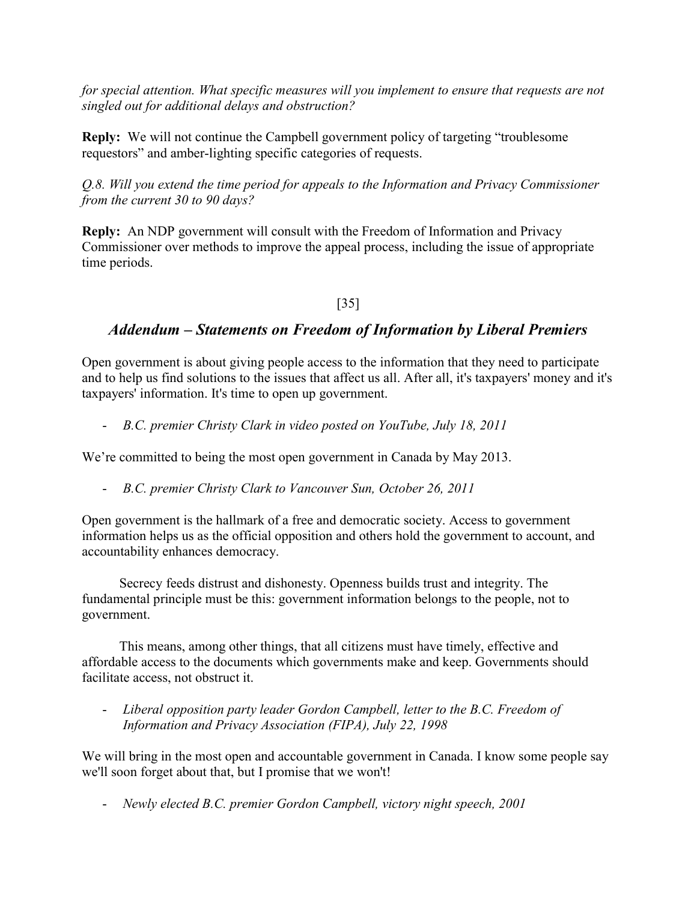*for special attention. What specific measures will you implement to ensure that requests are not singled out for additional delays and obstruction?*

**Reply:** We will not continue the Campbell government policy of targeting "troublesome requestors" and amber-lighting specific categories of requests.

*Q.8. Will you extend the time period for appeals to the Information and Privacy Commissioner from the current 30 to 90 days?*

**Reply:** An NDP government will consult with the Freedom of Information and Privacy Commissioner over methods to improve the appeal process, including the issue of appropriate time periods.

[35]

## *Addendum – Statements on Freedom of Information by Liberal Premiers*

Open government is about giving people access to the information that they need to participate and to help us find solutions to the issues that affect us all. After all, it's taxpayers' money and it's taxpayers' information. It's time to open up government.

- *B.C. premier Christy Clark in video posted on YouTube, July 18, 2011*

We're committed to being the most open government in Canada by May 2013.

- *B.C. premier Christy Clark to Vancouver Sun, October 26, 2011*

Open government is the hallmark of a free and democratic society. Access to government information helps us as the official opposition and others hold the government to account, and accountability enhances democracy.

Secrecy feeds distrust and dishonesty. Openness builds trust and integrity. The fundamental principle must be this: government information belongs to the people, not to government.

This means, among other things, that all citizens must have timely, effective and affordable access to the documents which governments make and keep. Governments should facilitate access, not obstruct it.

- *Liberal opposition party leader Gordon Campbell, letter to the B.C. Freedom of Information and Privacy Association (FIPA), July 22, 1998*

We will bring in the most open and accountable government in Canada. I know some people say we'll soon forget about that, but I promise that we won't!

- *Newly elected B.C. premier Gordon Campbell, victory night speech, 2001*